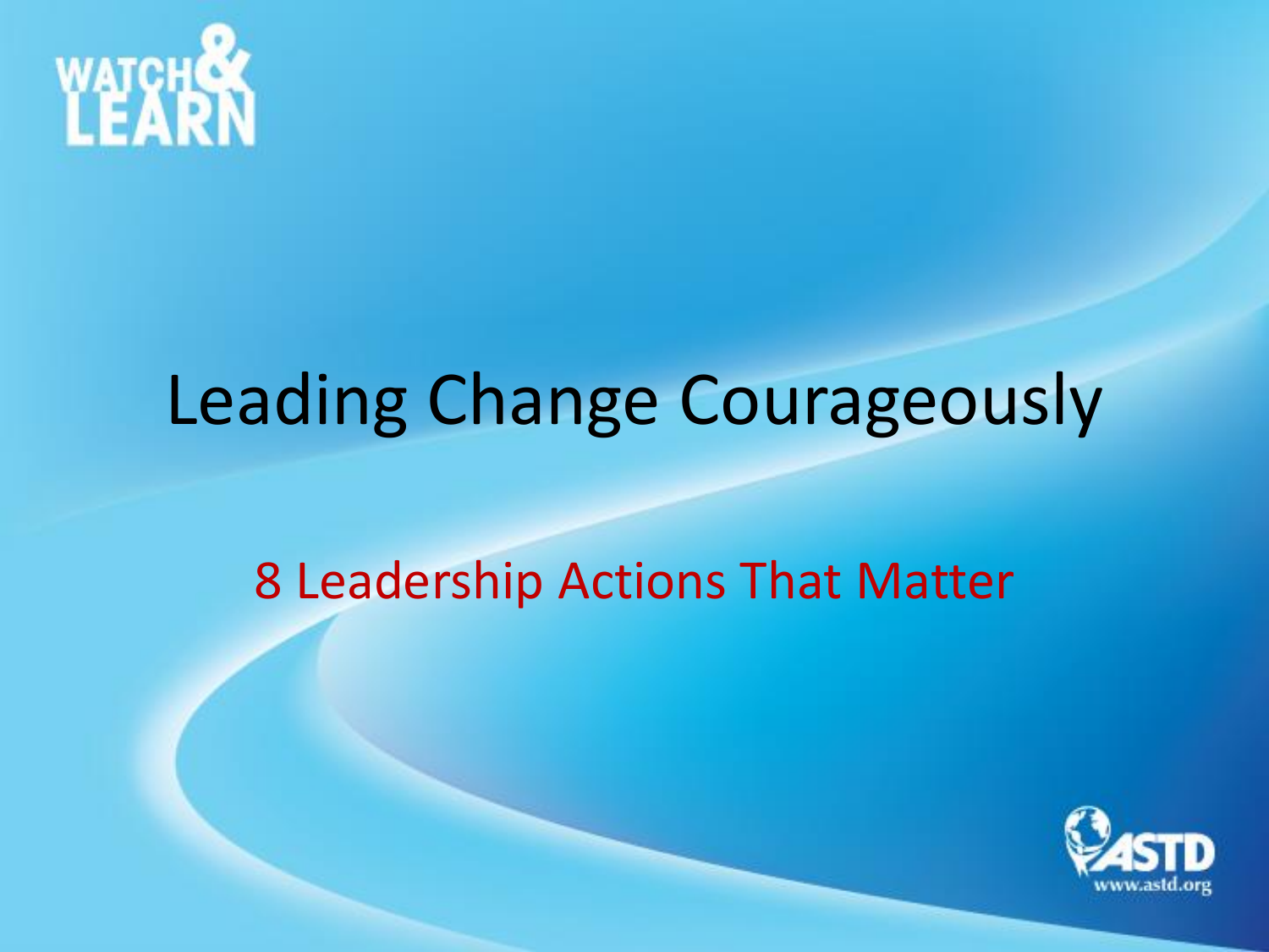# Leading Change Courageously

## 8 Leadership Actions That Matter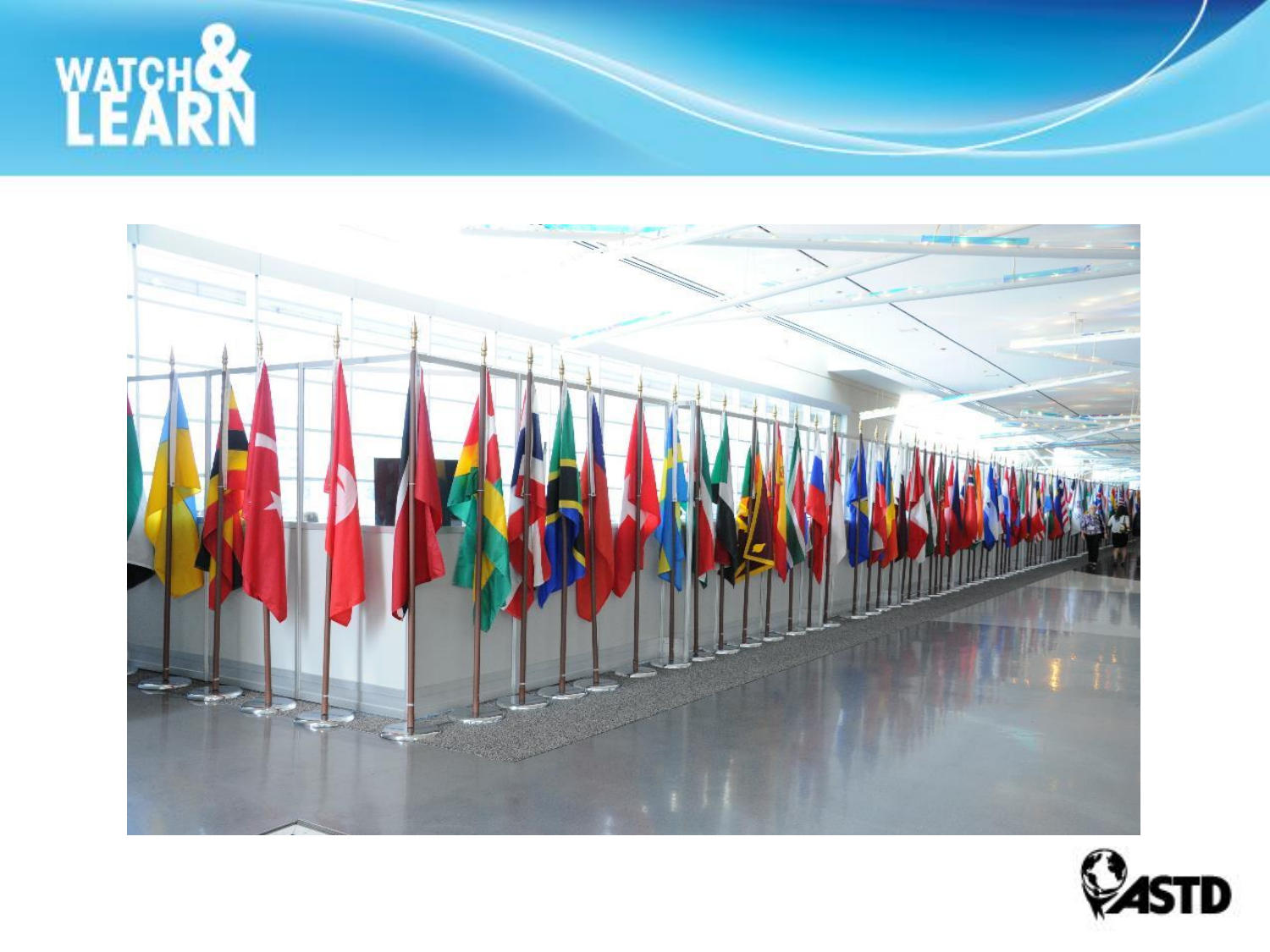# WATCH& LEARN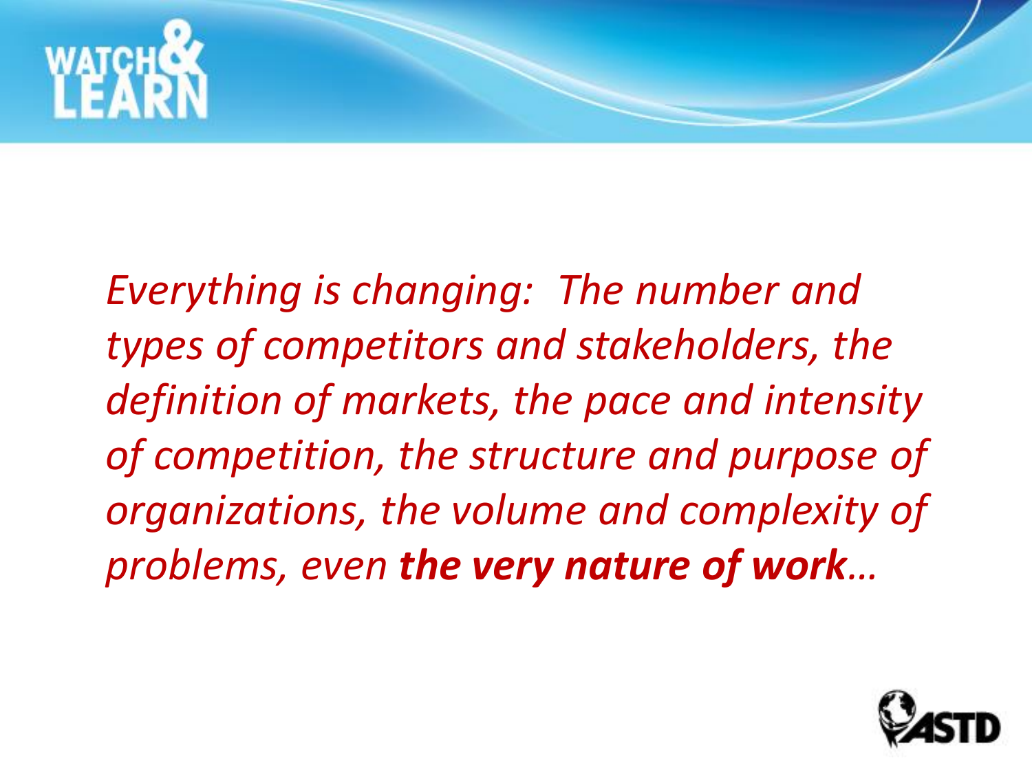*Everything is changing: The number and types of competitors and stakeholders, the definition of markets, the pace and intensity of competition, the structure and purpose of organizations, the volume and complexity of problems, even* ***the very nature of work****…*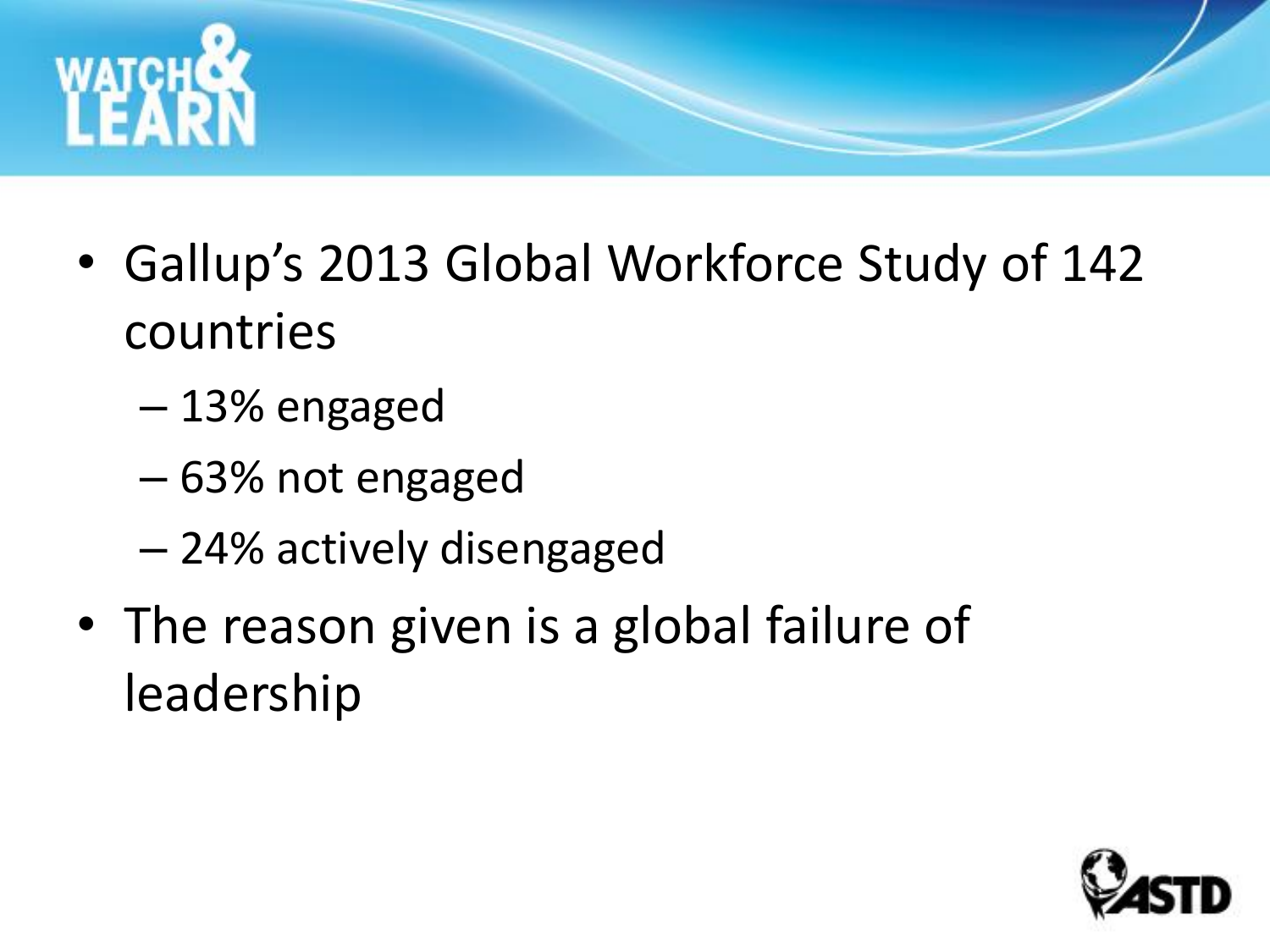- Gallup's 2013 Global Workforce Study of 142 countries
  - 13% engaged
  - 63% not engaged
  - 24% actively disengaged
- The reason given is a global failure of leadership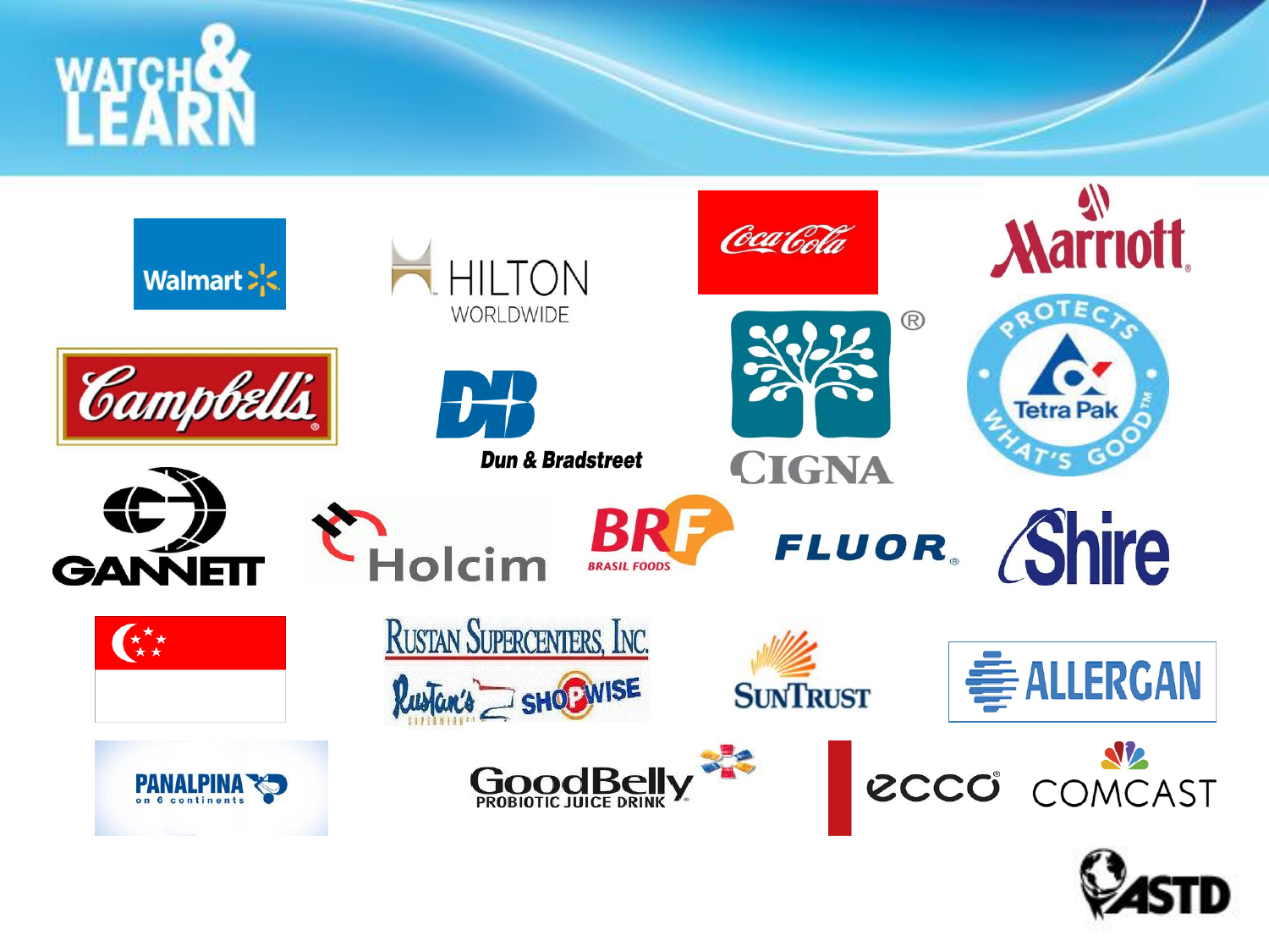# WATCH & LEARN

Walmart

HILTON WORLDWIDE

Coca-Cola

Marriott

Campbell's

Dun & Bradstreet

CIGNA

Tetra Pak PROTECTS WHAT'S GOOD

GANNETT

Holcim

BRF BRASIL FOODS

FLUOR

Shire

RUSTAN SUPERCENTERS, INC.

Rustan's SHOPWISE

SUNTRUST

ALLERGAN

PANALPINA on 6 continents

GoodBelly PROBIOTIC JUICE DRINK

ecco

COMCAST

ASTD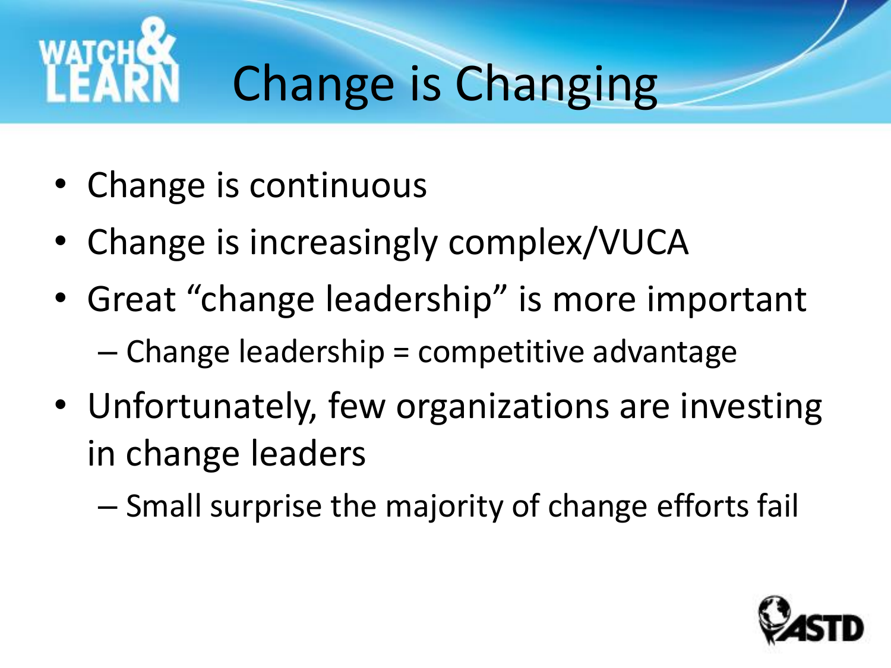# Change is Changing

- Change is continuous
- Change is increasingly complex/VUCA
- Great "change leadership" is more important
  - Change leadership = competitive advantage
- Unfortunately, few organizations are investing in change leaders
  - Small surprise the majority of change efforts fail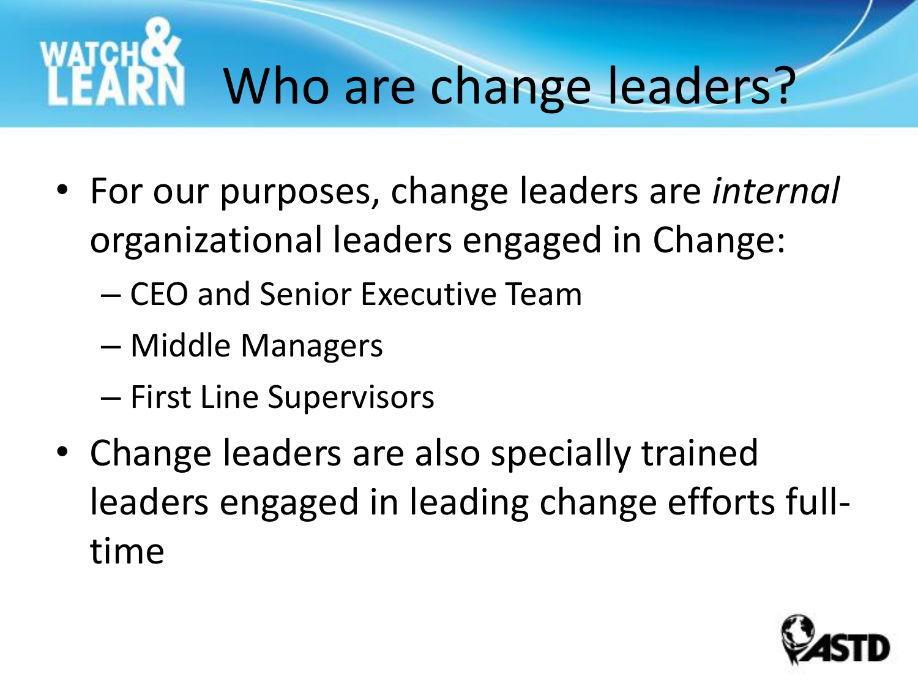# Who are change leaders?

- For our purposes, change leaders are *internal* organizational leaders engaged in Change:
  - CEO and Senior Executive Team
  - Middle Managers
  - First Line Supervisors
- Change leaders are also specially trained leaders engaged in leading change efforts full-time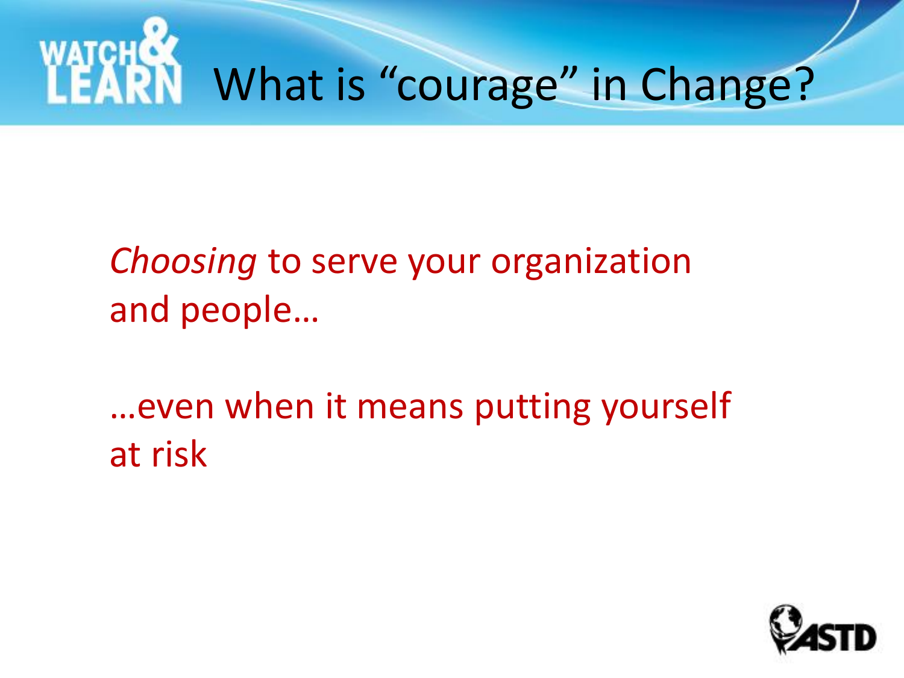# What is "courage" in Change?

*Choosing* to serve your organization and people…

…even when it means putting yourself at risk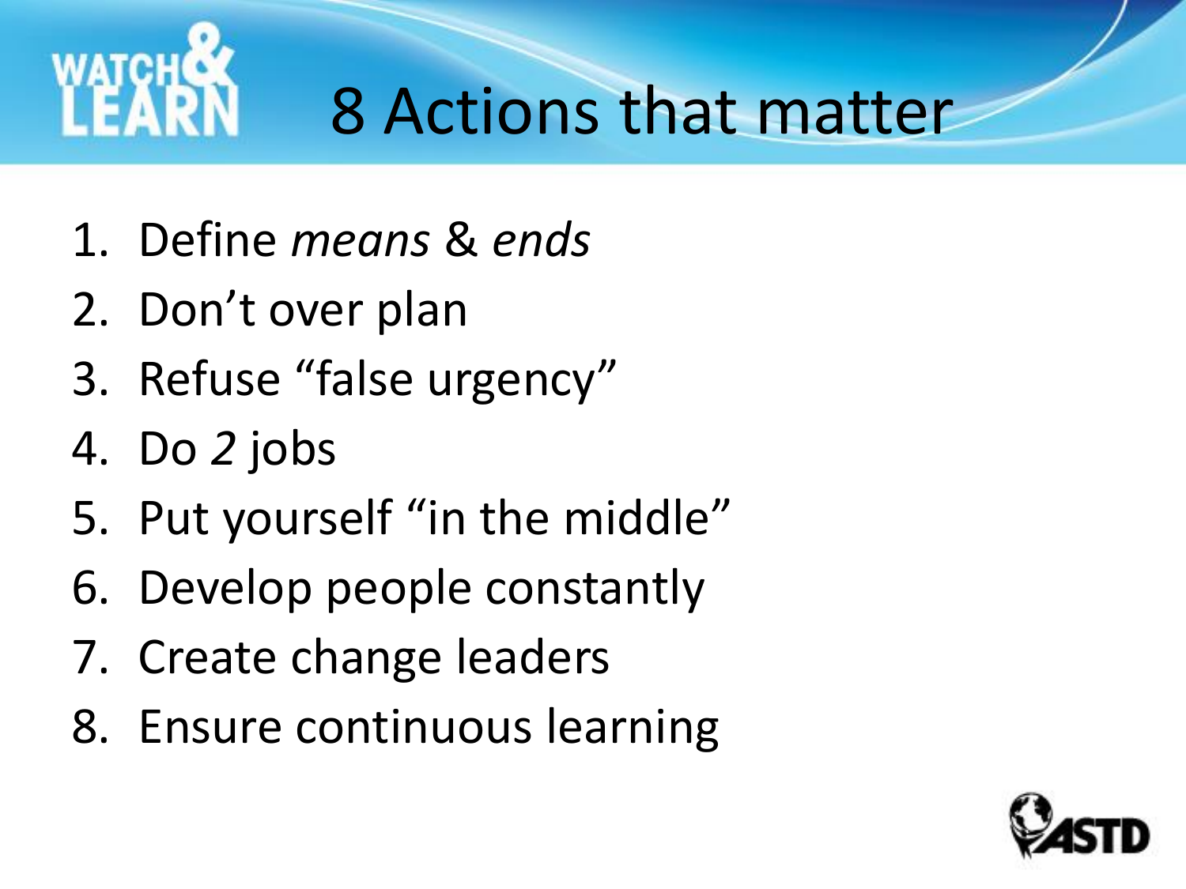# 8 Actions that matter

1. Define *means* & *ends*
2. Don't over plan
3. Refuse "false urgency"
4. Do *2* jobs
5. Put yourself "in the middle"
6. Develop people constantly
7. Create change leaders
8. Ensure continuous learning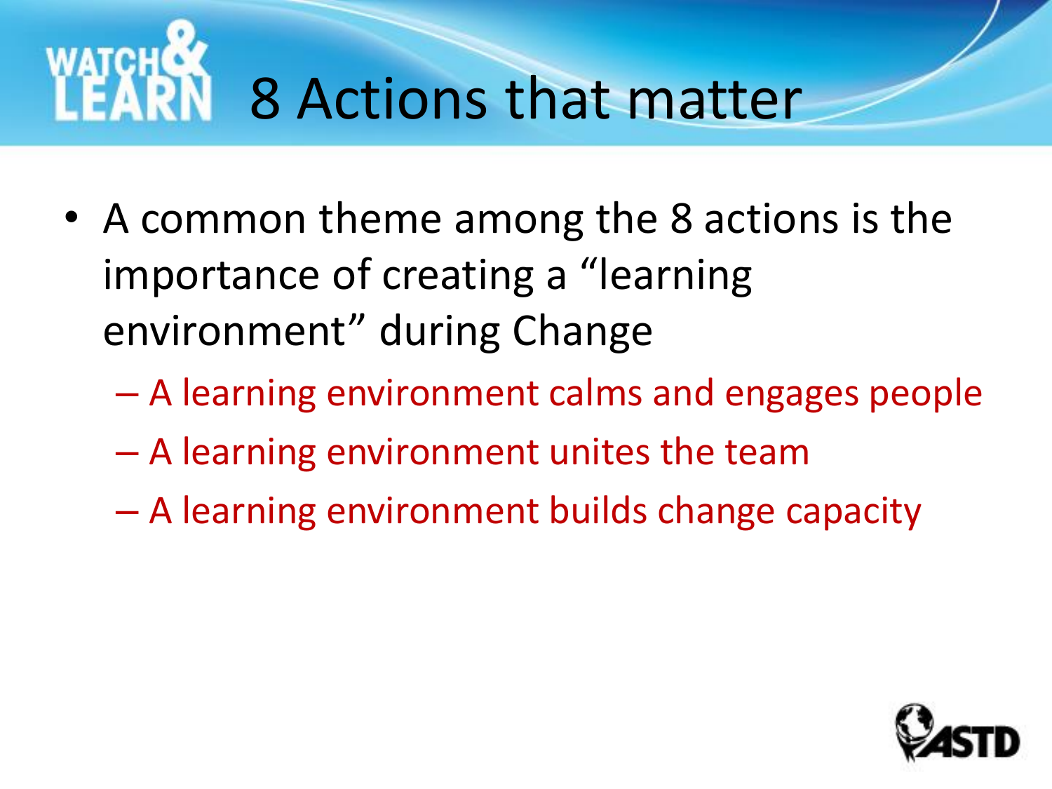# 8 Actions that matter

- A common theme among the 8 actions is the importance of creating a "learning environment" during Change
  - A learning environment calms and engages people
  - A learning environment unites the team
  - A learning environment builds change capacity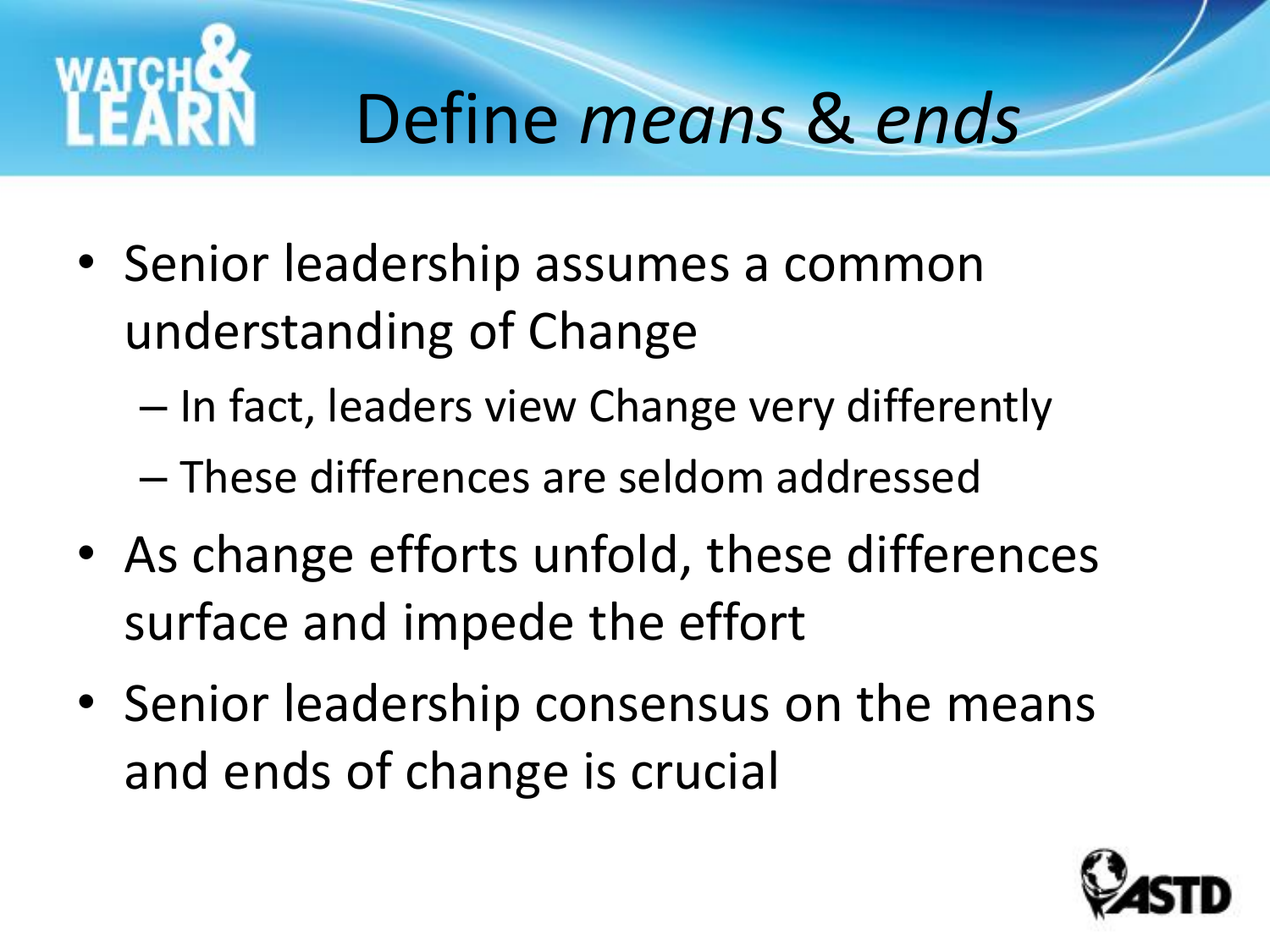# Define *means* & *ends*

- Senior leadership assumes a common understanding of Change
  - In fact, leaders view Change very differently
  - These differences are seldom addressed
- As change efforts unfold, these differences surface and impede the effort
- Senior leadership consensus on the means and ends of change is crucial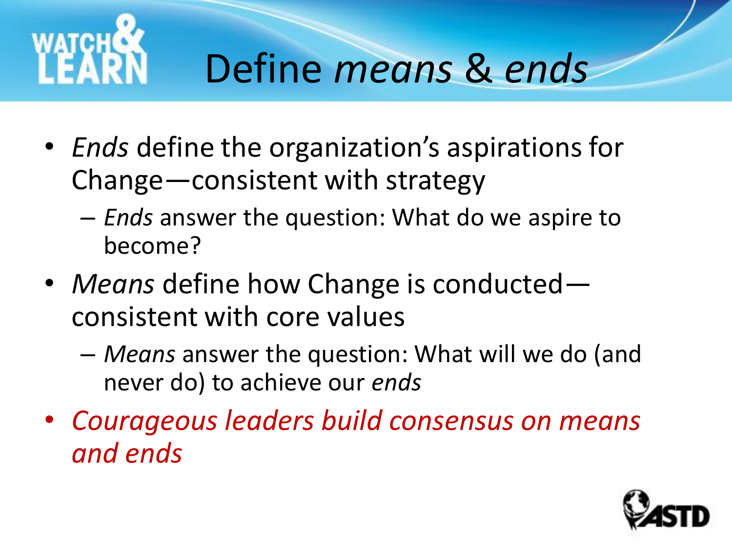# Define *means* & *ends*

- *Ends* define the organization's aspirations for Change—consistent with strategy
  - *Ends* answer the question: What do we aspire to become?
- *Means* define how Change is conducted—consistent with core values
  - *Means* answer the question: What will we do (and never do) to achieve our *ends*
- *Courageous leaders build consensus on means and ends*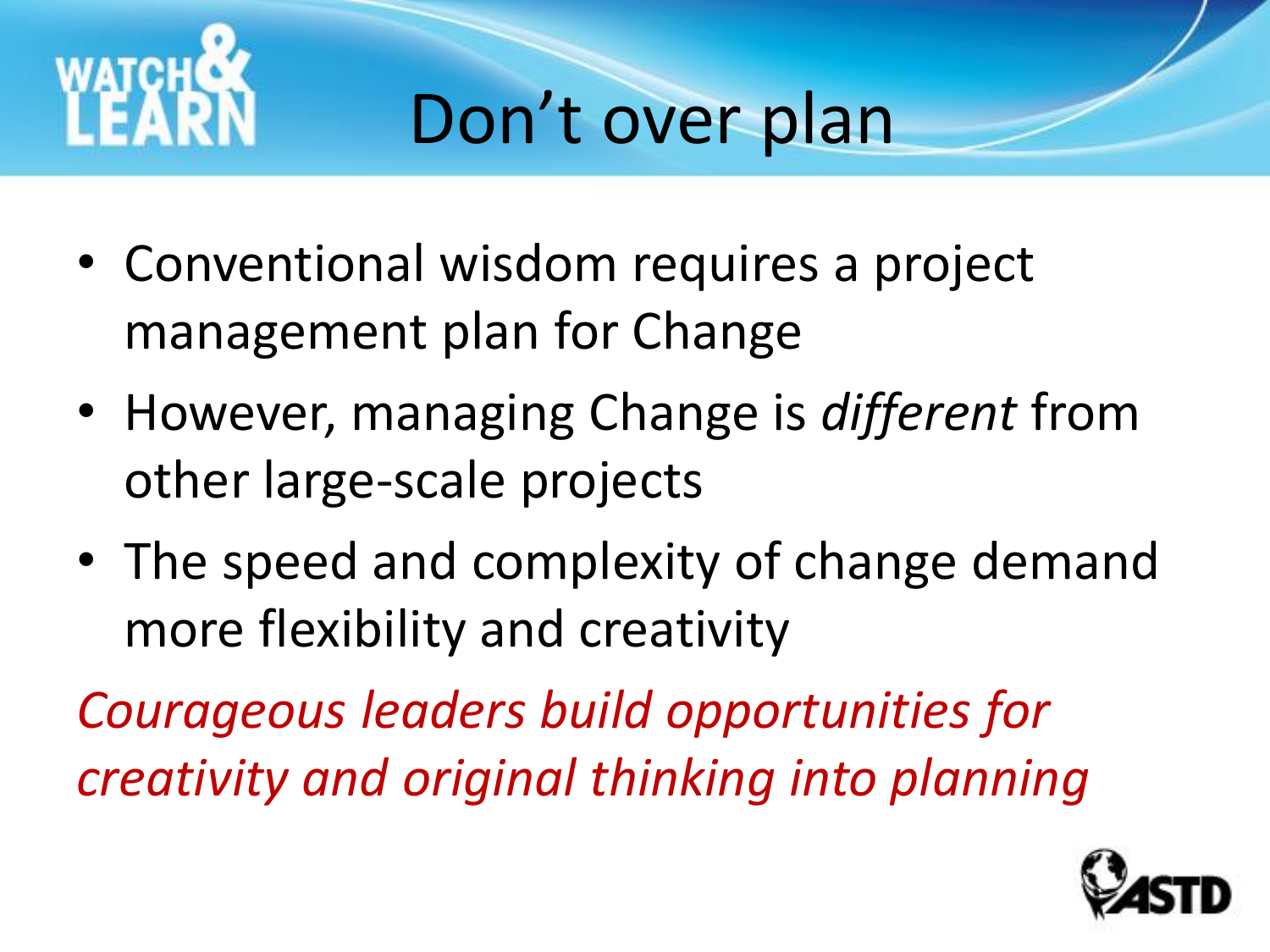# Don't over plan

- Conventional wisdom requires a project management plan for Change
- However, managing Change is *different* from other large-scale projects
- The speed and complexity of change demand more flexibility and creativity

*Courageous leaders build opportunities for creativity and original thinking into planning*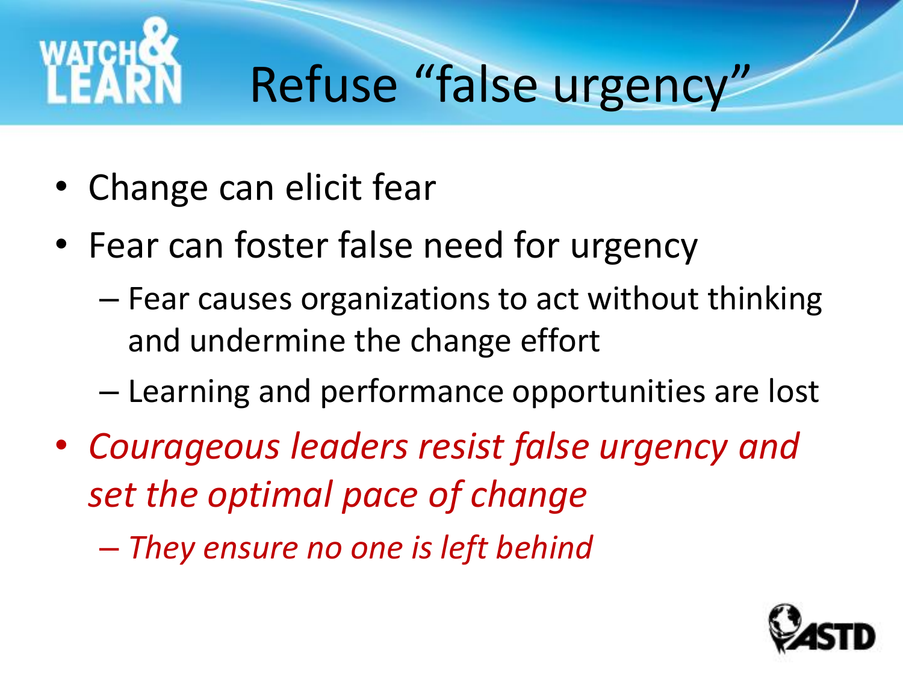# Refuse "false urgency"

- Change can elicit fear
- Fear can foster false need for urgency
  - Fear causes organizations to act without thinking and undermine the change effort
  - Learning and performance opportunities are lost
- *Courageous leaders resist false urgency and set the optimal pace of change*
  - *They ensure no one is left behind*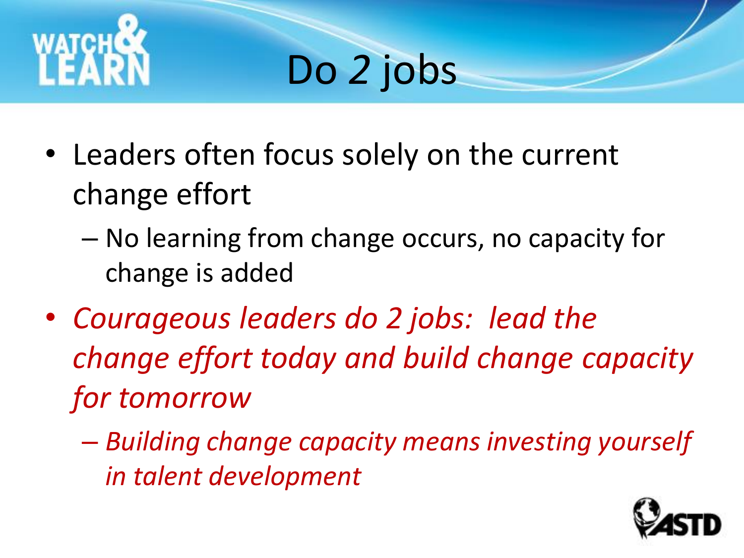# Do 2 jobs

- Leaders often focus solely on the current change effort
  - No learning from change occurs, no capacity for change is added
- *Courageous leaders do 2 jobs: lead the change effort today and build change capacity for tomorrow*
  - *Building change capacity means investing yourself in talent development*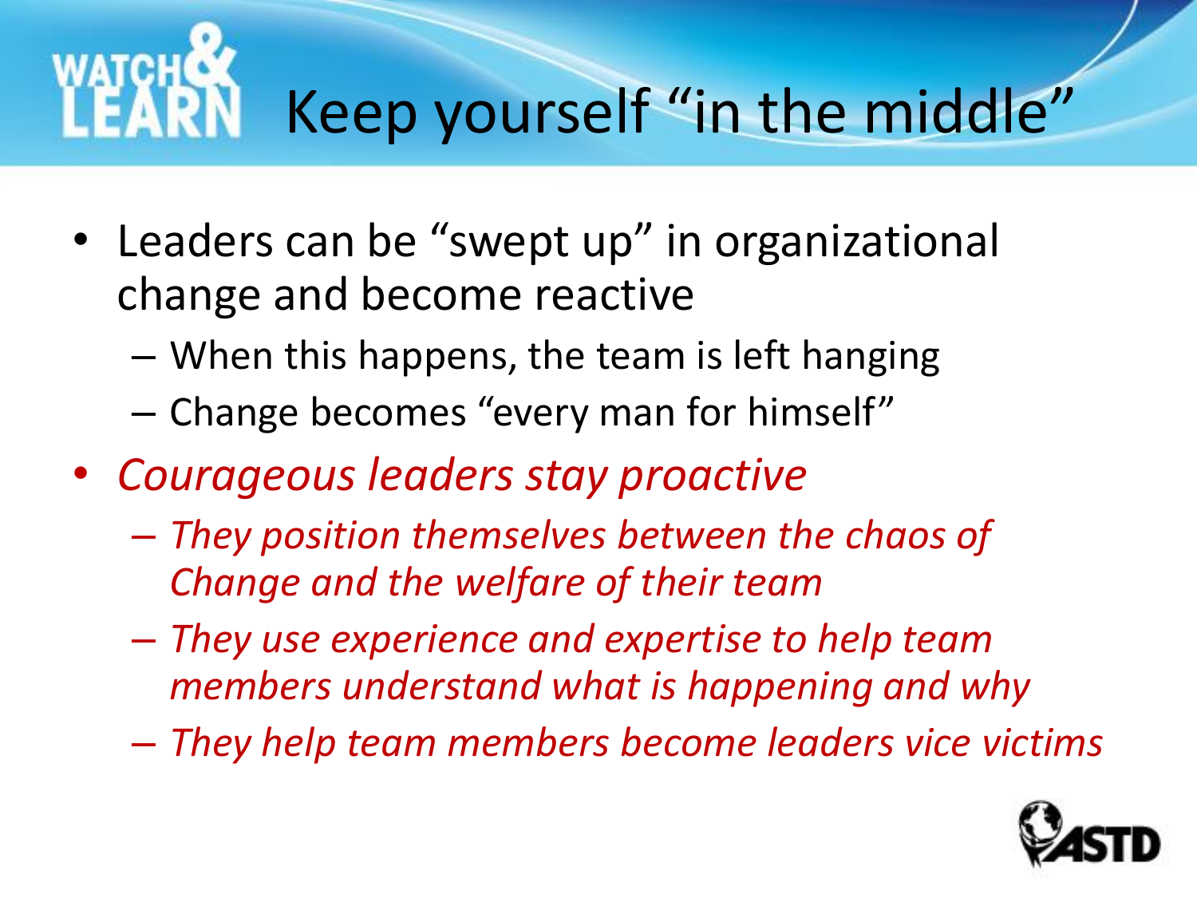# Keep yourself "in the middle"

- Leaders can be "swept up" in organizational change and become reactive
  - When this happens, the team is left hanging
  - Change becomes "every man for himself"
- *Courageous leaders stay proactive*
  - *They position themselves between the chaos of Change and the welfare of their team*
  - *They use experience and expertise to help team members understand what is happening and why*
  - *They help team members become leaders vice victims*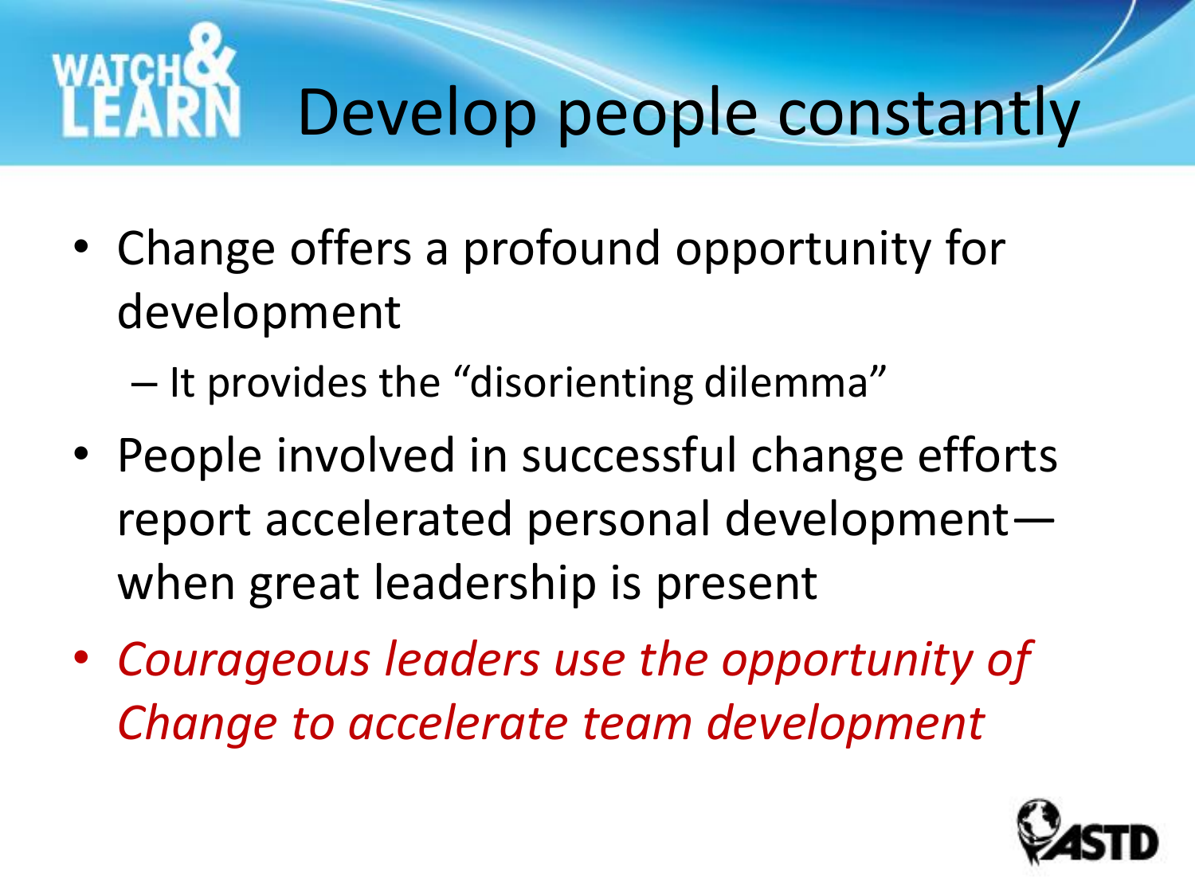# Develop people constantly

- Change offers a profound opportunity for development
  - It provides the “disorienting dilemma”
- People involved in successful change efforts report accelerated personal development—when great leadership is present
- *Courageous leaders use the opportunity of Change to accelerate team development*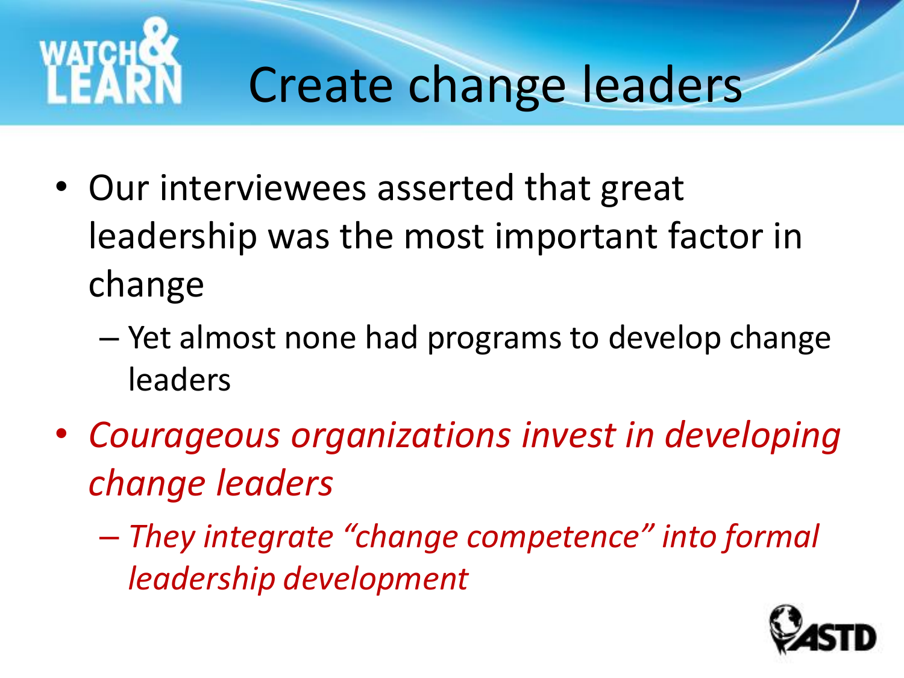# Create change leaders

- Our interviewees asserted that great leadership was the most important factor in change
  - Yet almost none had programs to develop change leaders
- *Courageous organizations invest in developing change leaders*
  - *They integrate "change competence" into formal leadership development*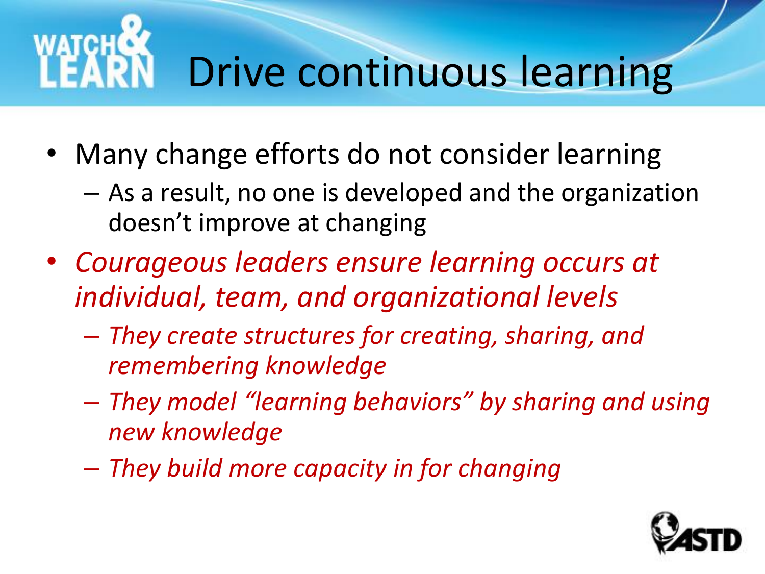# Drive continuous learning

- Many change efforts do not consider learning
  - As a result, no one is developed and the organization doesn't improve at changing
- *Courageous leaders ensure learning occurs at individual, team, and organizational levels*
  - *They create structures for creating, sharing, and remembering knowledge*
  - *They model "learning behaviors" by sharing and using new knowledge*
  - *They build more capacity in for changing*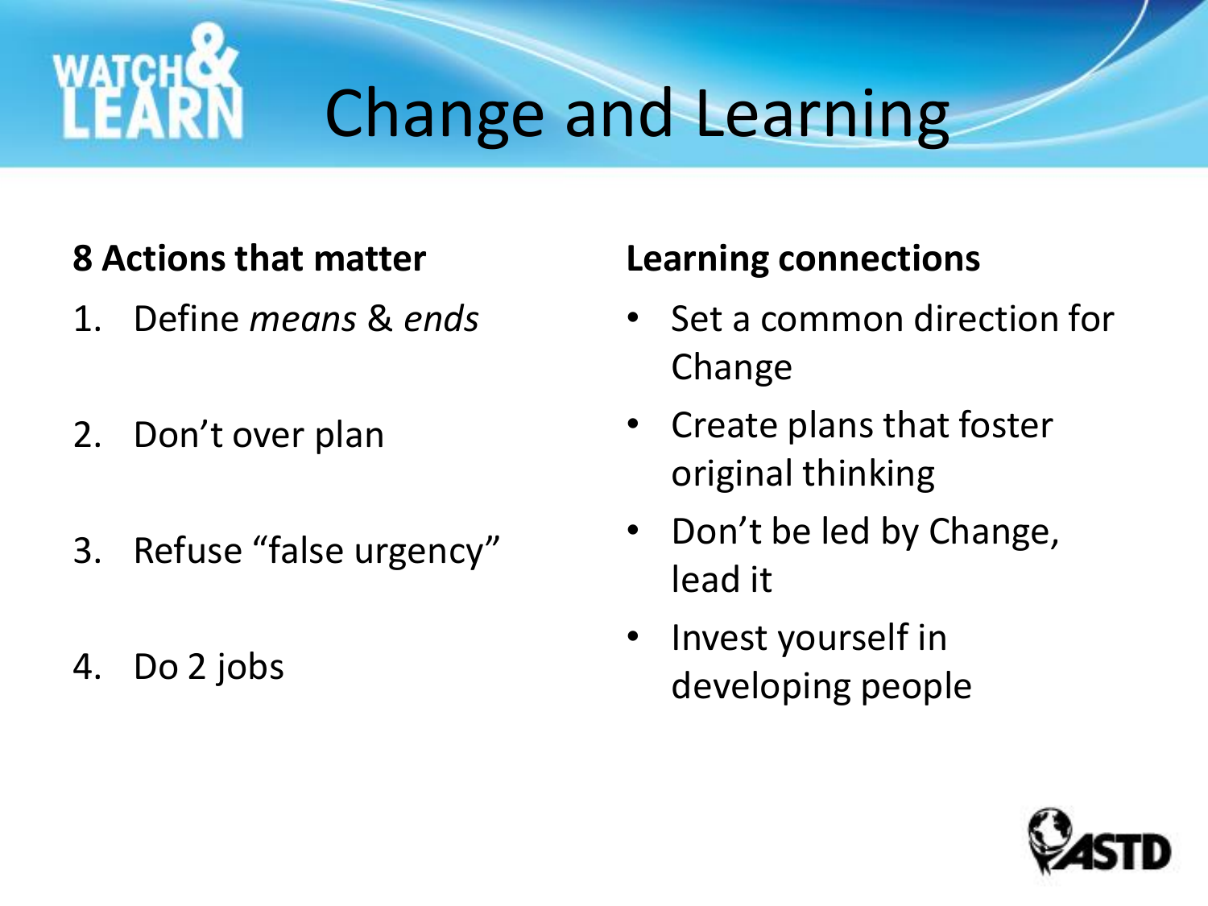# Change and Learning

**8 Actions that matter**

1. Define *means* & *ends*
2. Don't over plan
3. Refuse "false urgency"
4. Do 2 jobs

**Learning connections**

- Set a common direction for Change
- Create plans that foster original thinking
- Don't be led by Change, lead it
- Invest yourself in developing people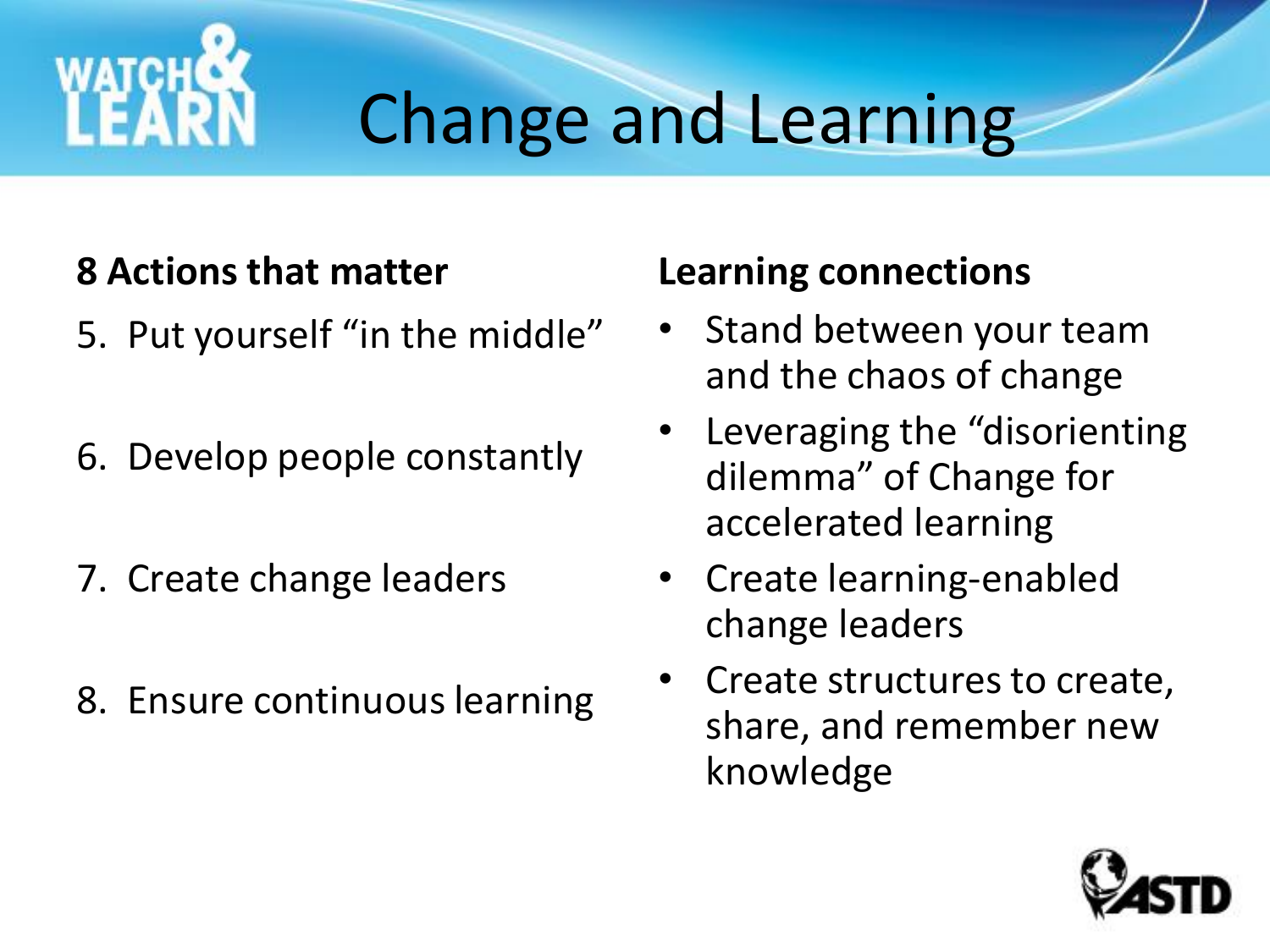# Change and Learning

**8 Actions that matter**

5. Put yourself "in the middle"
6. Develop people constantly
7. Create change leaders
8. Ensure continuous learning

**Learning connections**

- Stand between your team and the chaos of change
- Leveraging the "disorienting dilemma" of Change for accelerated learning
- Create learning-enabled change leaders
- Create structures to create, share, and remember new knowledge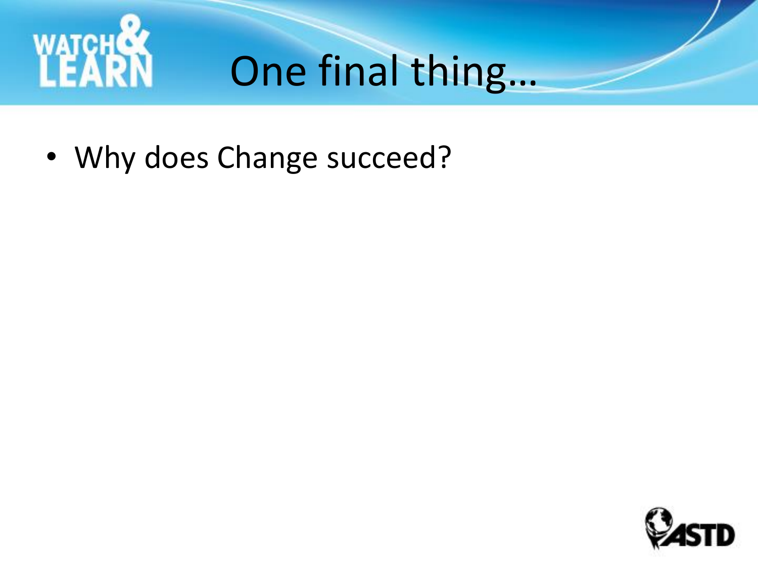# One final thing…

- Why does Change succeed?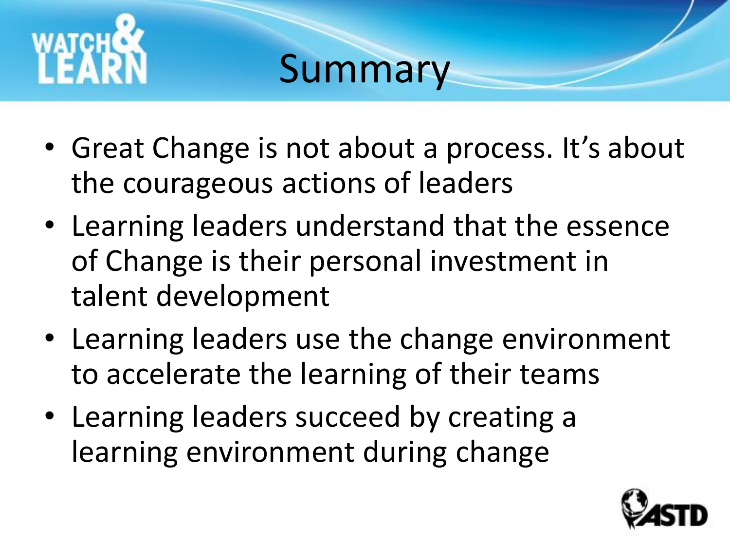# Summary

- Great Change is not about a process. It's about the courageous actions of leaders
- Learning leaders understand that the essence of Change is their personal investment in talent development
- Learning leaders use the change environment to accelerate the learning of their teams
- Learning leaders succeed by creating a learning environment during change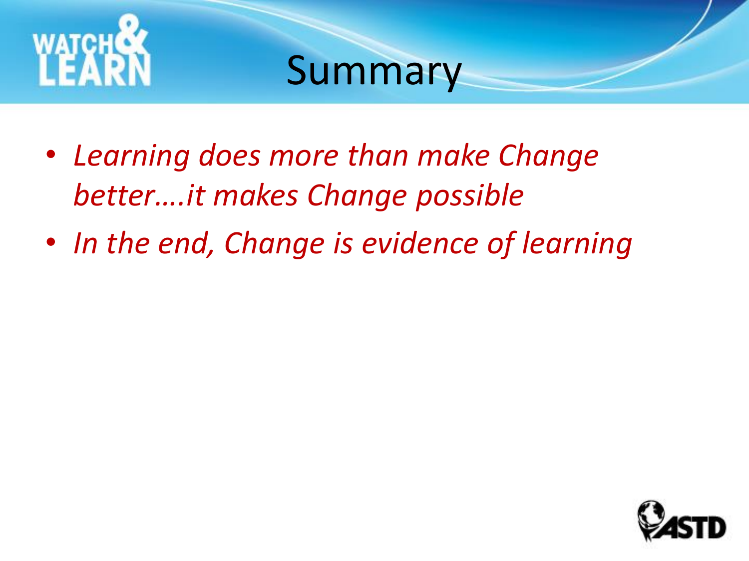# Summary

- *Learning does more than make Change better….it makes Change possible*
- *In the end, Change is evidence of learning*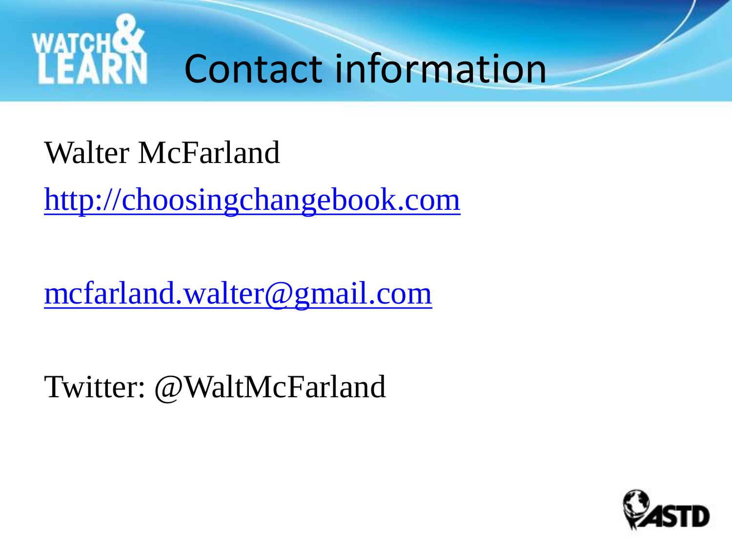# Contact information

Walter McFarland

http://choosingchangebook.com

mcfarland.walter@gmail.com

Twitter: @WaltMcFarland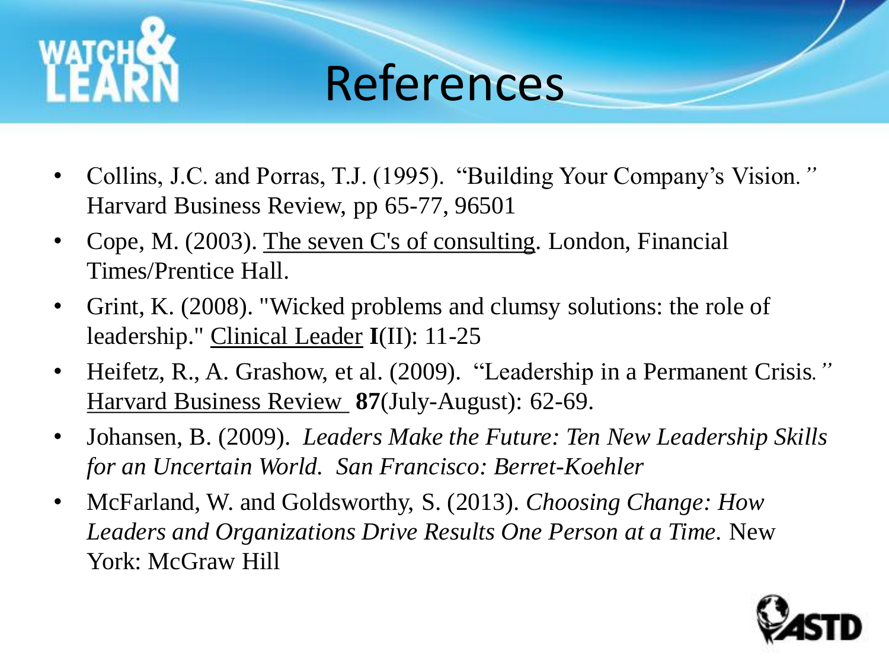# References

- Collins, J.C. and Porras, T.J. (1995). "Building Your Company's Vision." Harvard Business Review, pp 65-77, 96501
- Cope, M. (2003). The seven C's of consulting. London, Financial Times/Prentice Hall.
- Grint, K. (2008). "Wicked problems and clumsy solutions: the role of leadership." Clinical Leader **I**(II): 11-25
- Heifetz, R., A. Grashow, et al. (2009). "Leadership in a Permanent Crisis." Harvard Business Review **87**(July-August): 62-69.
- Johansen, B. (2009). *Leaders Make the Future: Ten New Leadership Skills for an Uncertain World. San Francisco: Berret-Koehler*
- McFarland, W. and Goldsworthy, S. (2013). *Choosing Change: How Leaders and Organizations Drive Results One Person at a Time.* New York: McGraw Hill